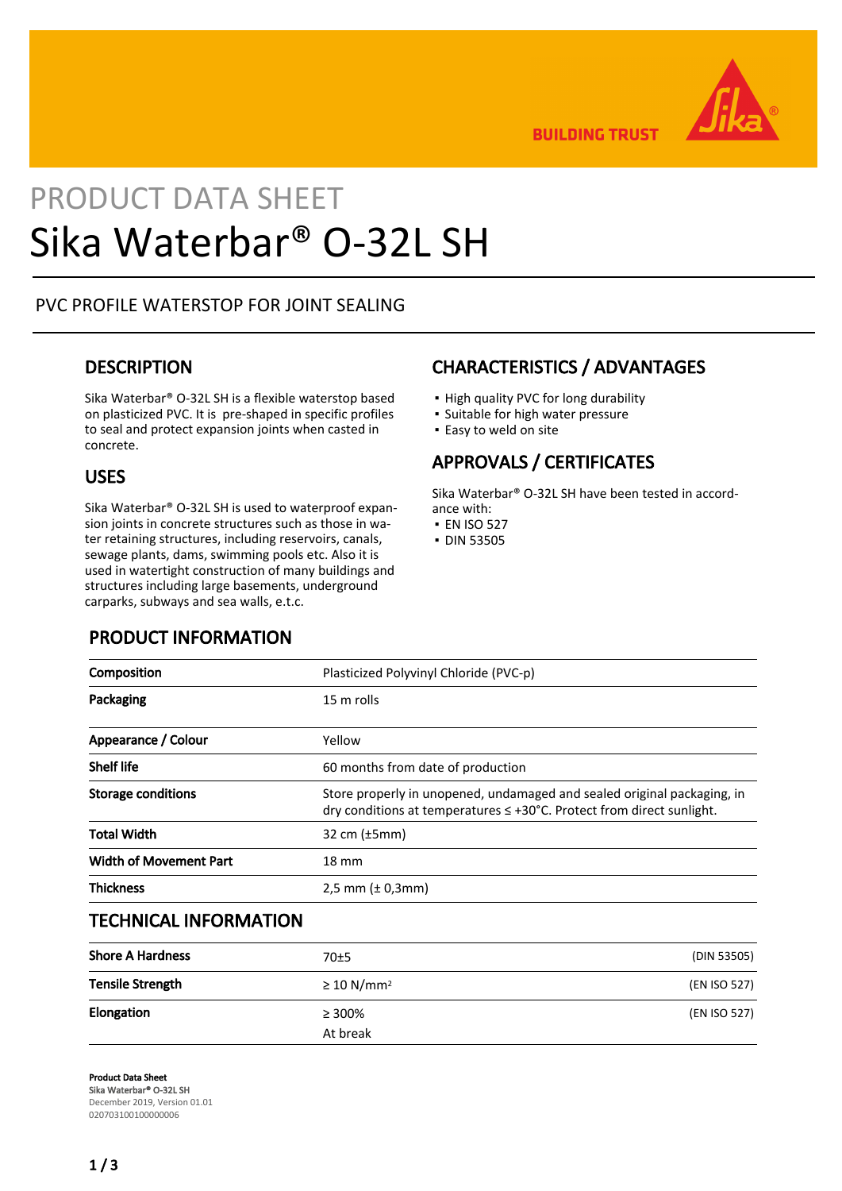BUILDING TRUST

# PRODUCT DATA SHEET
# Sika Waterbar® O-32L SH

PVC PROFILE WATERSTOP FOR JOINT SEALING

## DESCRIPTION

Sika Waterbar® O-32L SH is a flexible waterstop based on plasticized PVC. It is pre-shaped in specific profiles to seal and protect expansion joints when casted in concrete.

## USES

Sika Waterbar® O-32L SH is used to waterproof expansion joints in concrete structures such as those in water retaining structures, including reservoirs, canals, sewage plants, dams, swimming pools etc. Also it is used in watertight construction of many buildings and structures including large basements, underground carparks, subways and sea walls, e.t.c.

## CHARACTERISTICS / ADVANTAGES

- High quality PVC for long durability
- Suitable for high water pressure
- Easy to weld on site

## APPROVALS / CERTIFICATES

Sika Waterbar® O-32L SH have been tested in accordance with:
- EN ISO 527
- DIN 53505

## PRODUCT INFORMATION

| | |
|---|---|
| **Composition** | Plasticized Polyvinyl Chloride (PVC-p) |
| **Packaging** | 15 m rolls |
| **Appearance / Colour** | Yellow |
| **Shelf life** | 60 months from date of production |
| **Storage conditions** | Store properly in unopened, undamaged and sealed original packaging, in dry conditions at temperatures ≤ +30°C. Protect from direct sunlight. |
| **Total Width** | 32 cm (±5mm) |
| **Width of Movement Part** | 18 mm |
| **Thickness** | 2,5 mm (± 0,3mm) |

## TECHNICAL INFORMATION

| | | |
|---|---|---|
| **Shore A Hardness** | 70±5 | (DIN 53505) |
| **Tensile Strength** | ≥ 10 N/mm² | (EN ISO 527) |
| **Elongation** | ≥ 300%<br>At break | (EN ISO 527) |

**Product Data Sheet**
Sika Waterbar® O-32L SH
December 2019, Version 01.01
020703100100000006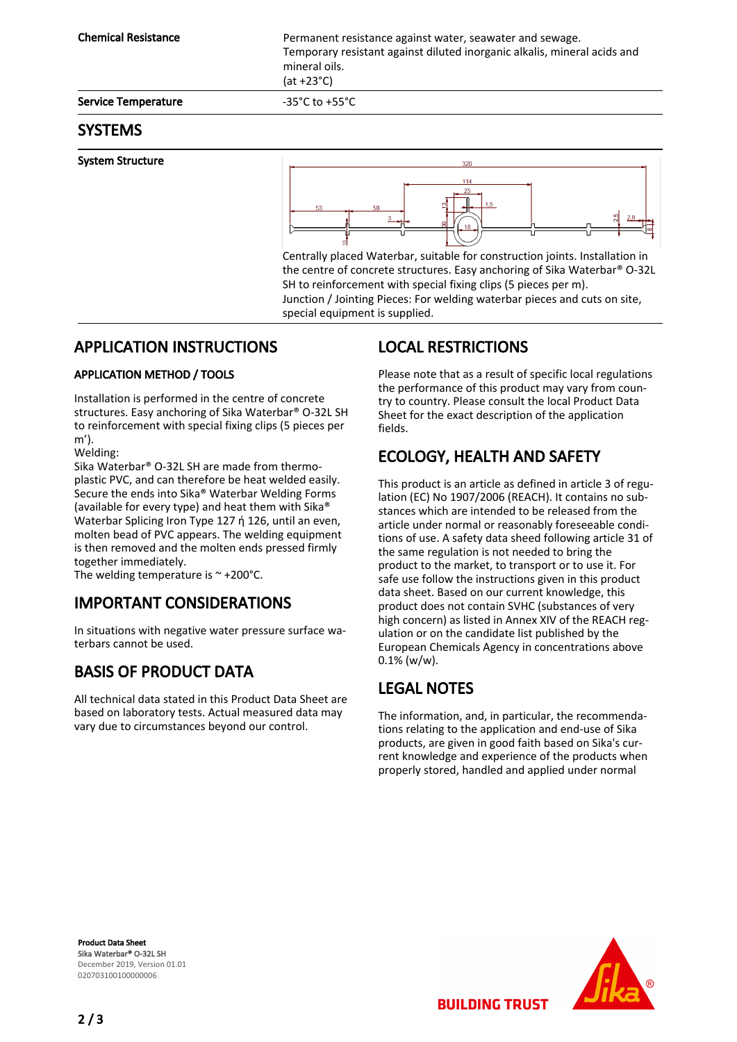| | |
|---|---|
| **Chemical Resistance** | Permanent resistance against water, seawater and sewage.<br>Temporary resistant against diluted inorganic alkalis, mineral acids and mineral oils.<br>(at +23°C) |
| **Service Temperature** | -35°C to +55°C |

## SYSTEMS

**System Structure**

Centrally placed Waterbar, suitable for construction joints. Installation in the centre of concrete structures. Easy anchoring of Sika Waterbar® O-32L SH to reinforcement with special fixing clips (5 pieces per m).
Junction / Jointing Pieces: For welding waterbar pieces and cuts on site, special equipment is supplied.

## APPLICATION INSTRUCTIONS

### APPLICATION METHOD / TOOLS

Installation is performed in the centre of concrete structures. Easy anchoring of Sika Waterbar® O-32L SH to reinforcement with special fixing clips (5 pieces per m').
Welding:
Sika Waterbar® O-32L SH are made from thermoplastic PVC, and can therefore be heat welded easily. Secure the ends into Sika® Waterbar Welding Forms (available for every type) and heat them with Sika® Waterbar Splicing Iron Type 127 ή 126, until an even, molten bead of PVC appears. The welding equipment is then removed and the molten ends pressed firmly together immediately.
The welding temperature is ~ +200°C.

## IMPORTANT CONSIDERATIONS

In situations with negative water pressure surface waterbars cannot be used.

## BASIS OF PRODUCT DATA

All technical data stated in this Product Data Sheet are based on laboratory tests. Actual measured data may vary due to circumstances beyond our control.

## LOCAL RESTRICTIONS

Please note that as a result of specific local regulations the performance of this product may vary from country to country. Please consult the local Product Data Sheet for the exact description of the application fields.

## ECOLOGY, HEALTH AND SAFETY

This product is an article as defined in article 3 of regulation (EC) No 1907/2006 (REACH). It contains no substances which are intended to be released from the article under normal or reasonably foreseeable conditions of use. A safety data sheed following article 31 of the same regulation is not needed to bring the product to the market, to transport or to use it. For safe use follow the instructions given in this product data sheet. Based on our current knowledge, this product does not contain SVHC (substances of very high concern) as listed in Annex XIV of the REACH regulation or on the candidate list published by the European Chemicals Agency in concentrations above 0.1% (w/w).

## LEGAL NOTES

The information, and, in particular, the recommendations relating to the application and end-use of Sika products, are given in good faith based on Sika's current knowledge and experience of the products when properly stored, handled and applied under normal

**Product Data Sheet**
**Sika Waterbar® O-32L SH**
December 2019, Version 01.01
020703100100000006

BUILDING TRUST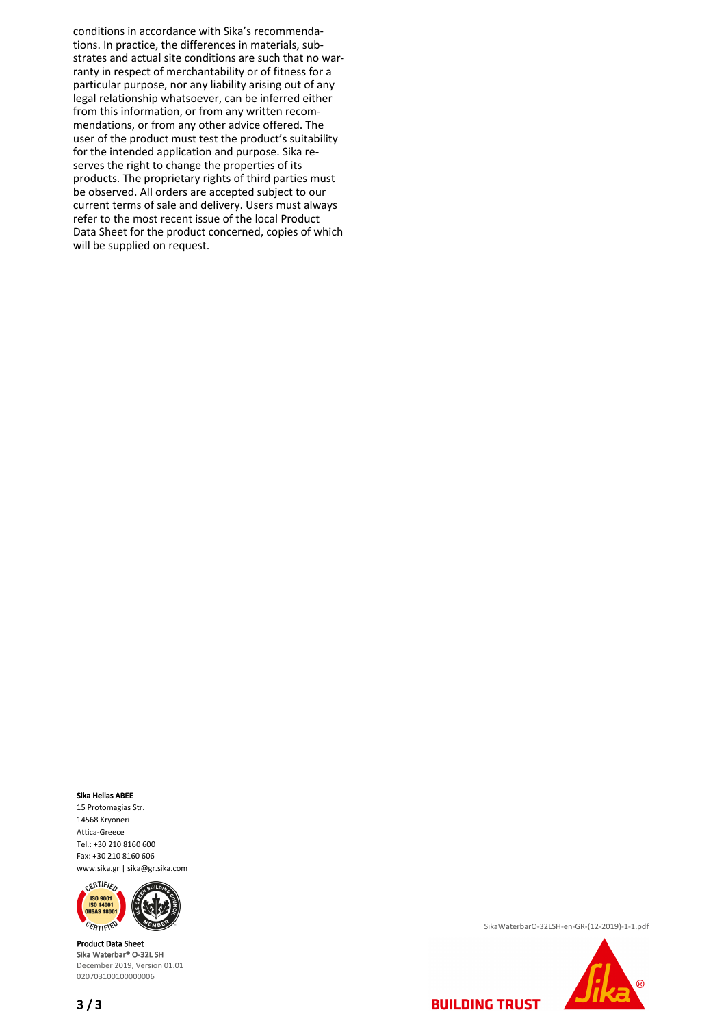conditions in accordance with Sika's recommendations. In practice, the differences in materials, substrates and actual site conditions are such that no warranty in respect of merchantability or of fitness for a particular purpose, nor any liability arising out of any legal relationship whatsoever, can be inferred either from this information, or from any written recommendations, or from any other advice offered. The user of the product must test the product's suitability for the intended application and purpose. Sika reserves the right to change the properties of its products. The proprietary rights of third parties must be observed. All orders are accepted subject to our current terms of sale and delivery. Users must always refer to the most recent issue of the local Product Data Sheet for the product concerned, copies of which will be supplied on request.

**Sika Hellas ABEE**
15 Protomagias Str.
14568 Kryoneri
Attica-Greece
Tel.: +30 210 8160 600
Fax: +30 210 8160 606
www.sika.gr | sika@gr.sika.com

**Product Data Sheet**
Sika Waterbar® O-32L SH
December 2019, Version 01.01
020703100100000006

SikaWaterbarO-32LSH-en-GR-(12-2019)-1-1.pdf